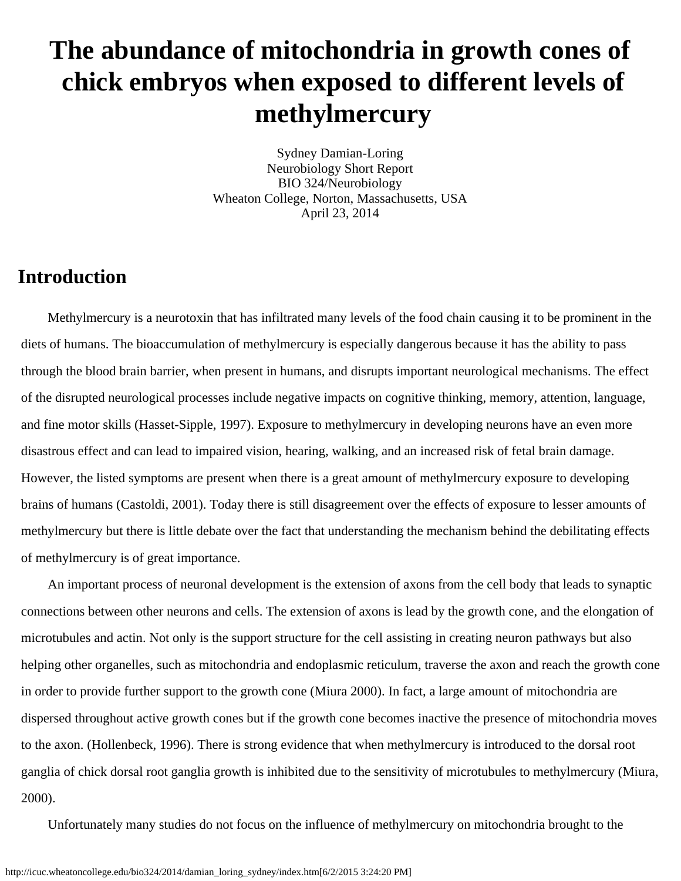# The abundance of mitochondria in growth cones of chick embryos when exposed to different levels of methylmercury

Sydney Damian-Loring
Neurobiology Short Report
BIO 324/Neurobiology
Wheaton College, Norton, Massachusetts, USA
April 23, 2014

## Introduction

Methylmercury is a neurotoxin that has infiltrated many levels of the food chain causing it to be prominent in the diets of humans. The bioaccumulation of methylmercury is especially dangerous because it has the ability to pass through the blood brain barrier, when present in humans, and disrupts important neurological mechanisms. The effect of the disrupted neurological processes include negative impacts on cognitive thinking, memory, attention, language, and fine motor skills (Hasset-Sipple, 1997). Exposure to methylmercury in developing neurons have an even more disastrous effect and can lead to impaired vision, hearing, walking, and an increased risk of fetal brain damage. However, the listed symptoms are present when there is a great amount of methylmercury exposure to developing brains of humans (Castoldi, 2001). Today there is still disagreement over the effects of exposure to lesser amounts of methylmercury but there is little debate over the fact that understanding the mechanism behind the debilitating effects of methylmercury is of great importance.

An important process of neuronal development is the extension of axons from the cell body that leads to synaptic connections between other neurons and cells. The extension of axons is lead by the growth cone, and the elongation of microtubules and actin. Not only is the support structure for the cell assisting in creating neuron pathways but also helping other organelles, such as mitochondria and endoplasmic reticulum, traverse the axon and reach the growth cone in order to provide further support to the growth cone (Miura 2000). In fact, a large amount of mitochondria are dispersed throughout active growth cones but if the growth cone becomes inactive the presence of mitochondria moves to the axon. (Hollenbeck, 1996). There is strong evidence that when methylmercury is introduced to the dorsal root ganglia of chick dorsal root ganglia growth is inhibited due to the sensitivity of microtubules to methylmercury (Miura, 2000).

Unfortunately many studies do not focus on the influence of methylmercury on mitochondria brought to the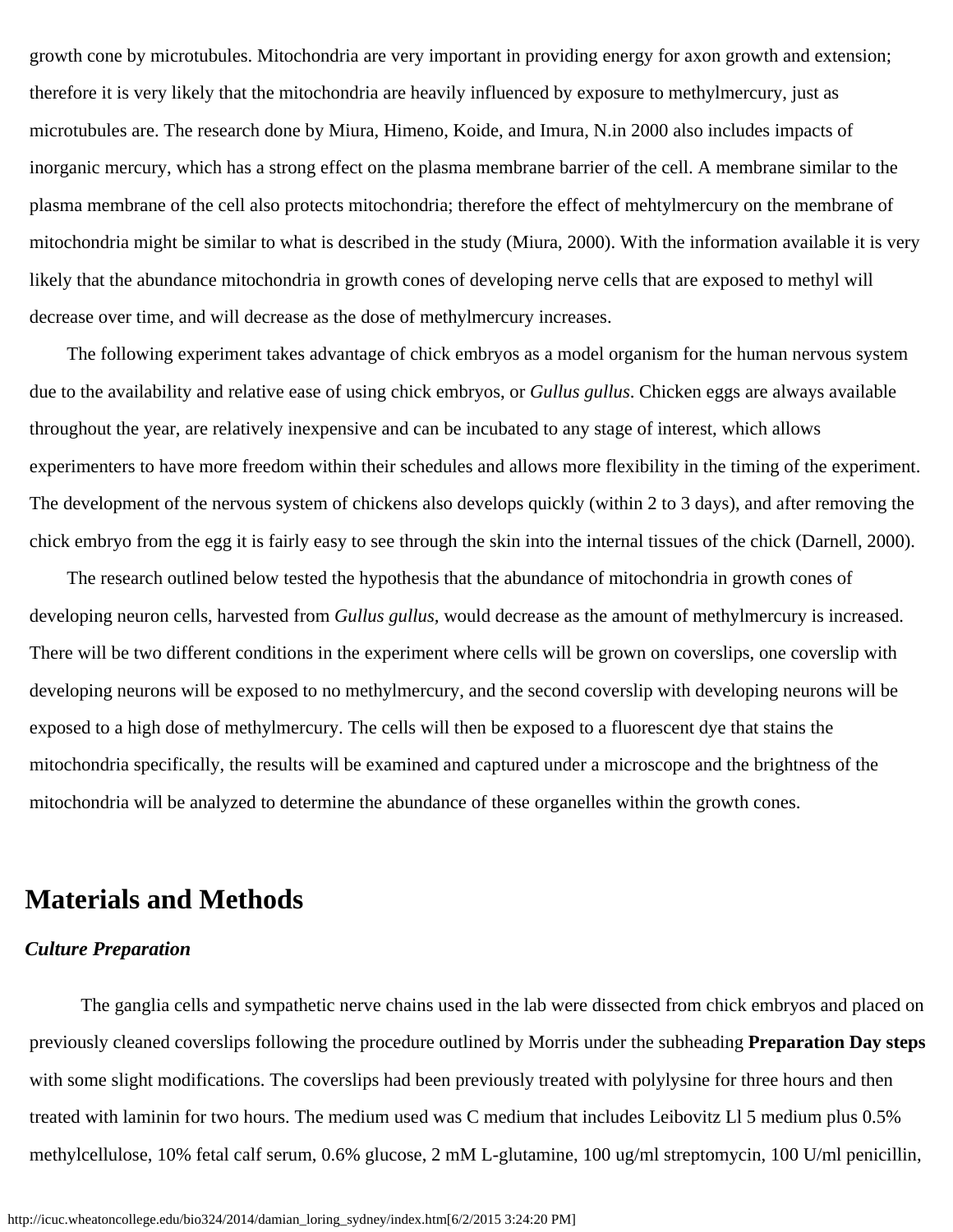growth cone by microtubules. Mitochondria are very important in providing energy for axon growth and extension; therefore it is very likely that the mitochondria are heavily influenced by exposure to methylmercury, just as microtubules are. The research done by Miura, Himeno, Koide, and Imura, N.in 2000 also includes impacts of inorganic mercury, which has a strong effect on the plasma membrane barrier of the cell. A membrane similar to the plasma membrane of the cell also protects mitochondria; therefore the effect of mehtylmercury on the membrane of mitochondria might be similar to what is described in the study (Miura, 2000). With the information available it is very likely that the abundance mitochondria in growth cones of developing nerve cells that are exposed to methyl will decrease over time, and will decrease as the dose of methylmercury increases.

The following experiment takes advantage of chick embryos as a model organism for the human nervous system due to the availability and relative ease of using chick embryos, or *Gullus gullus*. Chicken eggs are always available throughout the year, are relatively inexpensive and can be incubated to any stage of interest, which allows experimenters to have more freedom within their schedules and allows more flexibility in the timing of the experiment. The development of the nervous system of chickens also develops quickly (within 2 to 3 days), and after removing the chick embryo from the egg it is fairly easy to see through the skin into the internal tissues of the chick (Darnell, 2000).

The research outlined below tested the hypothesis that the abundance of mitochondria in growth cones of developing neuron cells, harvested from *Gullus gullus*, would decrease as the amount of methylmercury is increased. There will be two different conditions in the experiment where cells will be grown on coverslips, one coverslip with developing neurons will be exposed to no methylmercury, and the second coverslip with developing neurons will be exposed to a high dose of methylmercury. The cells will then be exposed to a fluorescent dye that stains the mitochondria specifically, the results will be examined and captured under a microscope and the brightness of the mitochondria will be analyzed to determine the abundance of these organelles within the growth cones.

## Materials and Methods

### *Culture Preparation*

The ganglia cells and sympathetic nerve chains used in the lab were dissected from chick embryos and placed on previously cleaned coverslips following the procedure outlined by Morris under the subheading **Preparation Day steps** with some slight modifications. The coverslips had been previously treated with polylysine for three hours and then treated with laminin for two hours. The medium used was C medium that includes Leibovitz Ll 5 medium plus 0.5% methylcellulose, 10% fetal calf serum, 0.6% glucose, 2 mM L-glutamine, 100 ug/ml streptomycin, 100 U/ml penicillin,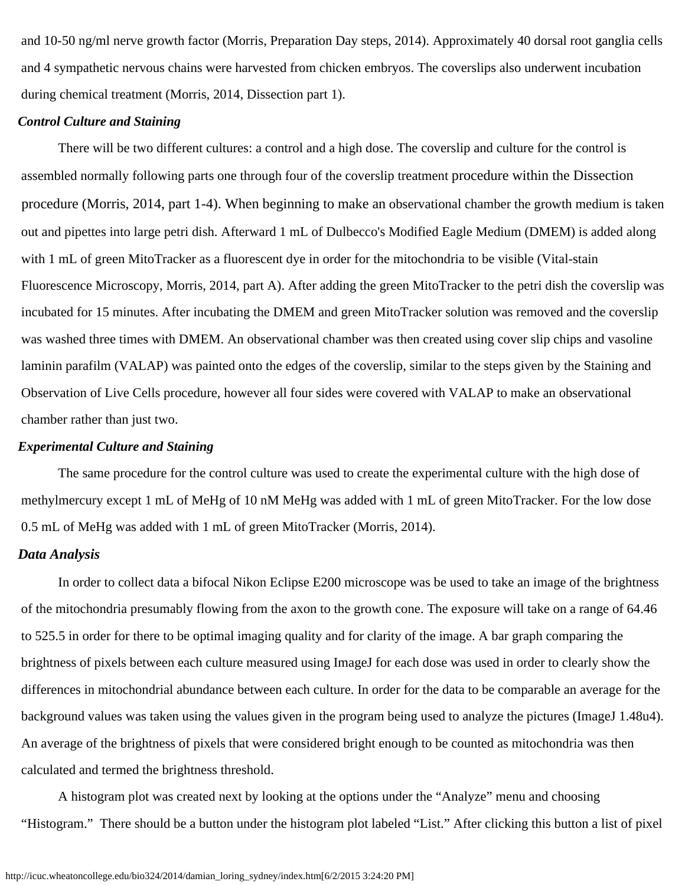and 10-50 ng/ml nerve growth factor (Morris, Preparation Day steps, 2014). Approximately 40 dorsal root ganglia cells and 4 sympathetic nervous chains were harvested from chicken embryos. The coverslips also underwent incubation during chemical treatment (Morris, 2014, Dissection part 1).

***Control Culture and Staining***

There will be two different cultures: a control and a high dose. The coverslip and culture for the control is assembled normally following parts one through four of the coverslip treatment procedure within the Dissection procedure (Morris, 2014, part 1-4). When beginning to make an observational chamber the growth medium is taken out and pipettes into large petri dish. Afterward 1 mL of Dulbecco's Modified Eagle Medium (DMEM) is added along with 1 mL of green MitoTracker as a fluorescent dye in order for the mitochondria to be visible (Vital-stain Fluorescence Microscopy, Morris, 2014, part A). After adding the green MitoTracker to the petri dish the coverslip was incubated for 15 minutes. After incubating the DMEM and green MitoTracker solution was removed and the coverslip was washed three times with DMEM. An observational chamber was then created using cover slip chips and vasoline laminin parafilm (VALAP) was painted onto the edges of the coverslip, similar to the steps given by the Staining and Observation of Live Cells procedure, however all four sides were covered with VALAP to make an observational chamber rather than just two.

***Experimental Culture and Staining***

The same procedure for the control culture was used to create the experimental culture with the high dose of methylmercury except 1 mL of MeHg of 10 nM MeHg was added with 1 mL of green MitoTracker. For the low dose 0.5 mL of MeHg was added with 1 mL of green MitoTracker (Morris, 2014).

***Data Analysis***

In order to collect data a bifocal Nikon Eclipse E200 microscope was be used to take an image of the brightness of the mitochondria presumably flowing from the axon to the growth cone. The exposure will take on a range of 64.46 to 525.5 in order for there to be optimal imaging quality and for clarity of the image. A bar graph comparing the brightness of pixels between each culture measured using ImageJ for each dose was used in order to clearly show the differences in mitochondrial abundance between each culture. In order for the data to be comparable an average for the background values was taken using the values given in the program being used to analyze the pictures (ImageJ 1.48u4). An average of the brightness of pixels that were considered bright enough to be counted as mitochondria was then calculated and termed the brightness threshold.

A histogram plot was created next by looking at the options under the "Analyze" menu and choosing "Histogram." There should be a button under the histogram plot labeled "List." After clicking this button a list of pixel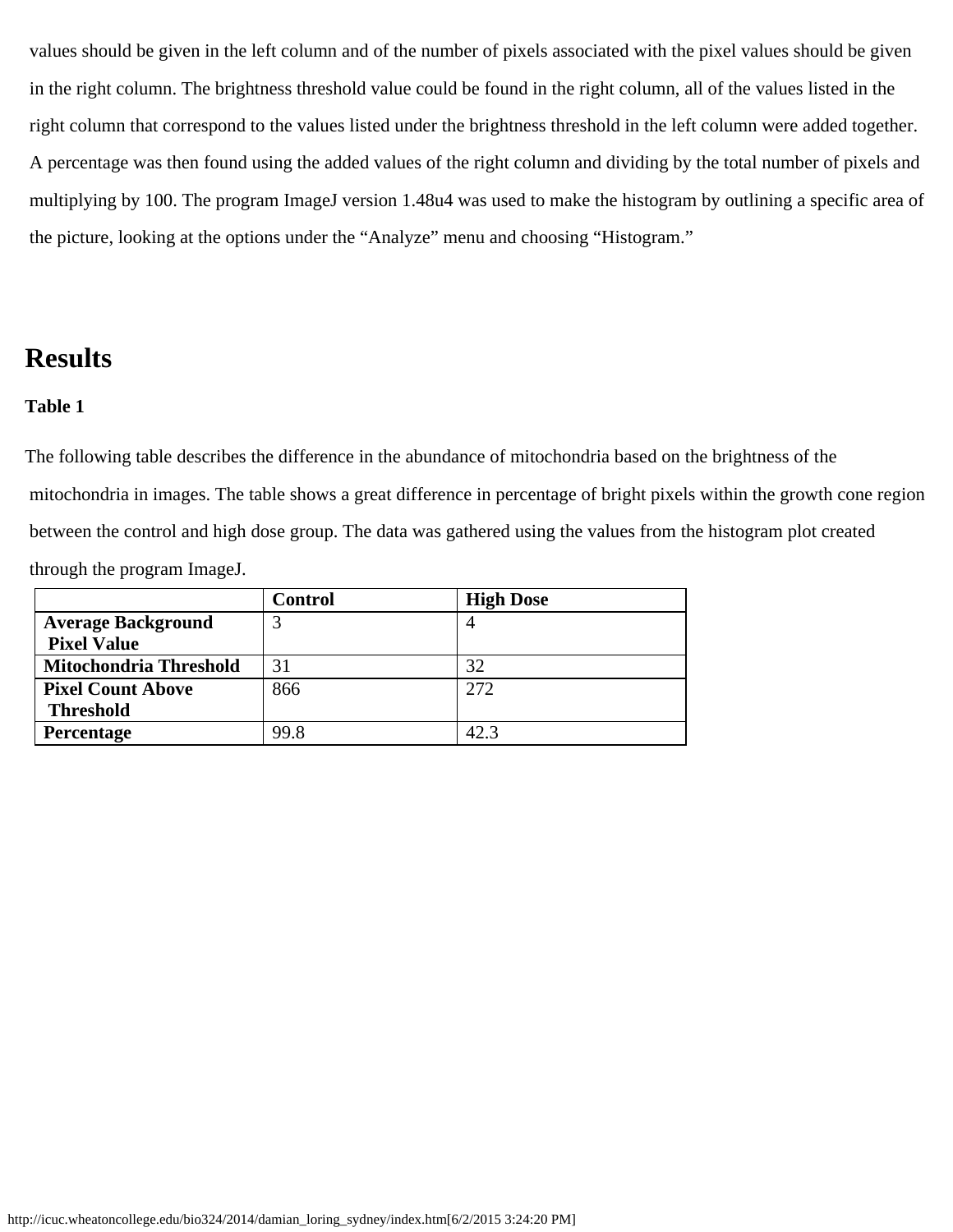values should be given in the left column and of the number of pixels associated with the pixel values should be given in the right column. The brightness threshold value could be found in the right column, all of the values listed in the right column that correspond to the values listed under the brightness threshold in the left column were added together. A percentage was then found using the added values of the right column and dividing by the total number of pixels and multiplying by 100. The program ImageJ version 1.48u4 was used to make the histogram by outlining a specific area of the picture, looking at the options under the "Analyze" menu and choosing "Histogram."

## Results

**Table 1**

The following table describes the difference in the abundance of mitochondria based on the brightness of the mitochondria in images. The table shows a great difference in percentage of bright pixels within the growth cone region between the control and high dose group. The data was gathered using the values from the histogram plot created through the program ImageJ.

| | **Control** | **High Dose** |
|---|---|---|
| **Average Background Pixel Value** | 3 | 4 |
| **Mitochondria Threshold** | 31 | 32 |
| **Pixel Count Above Threshold** | 866 | 272 |
| **Percentage** | 99.8 | 42.3 |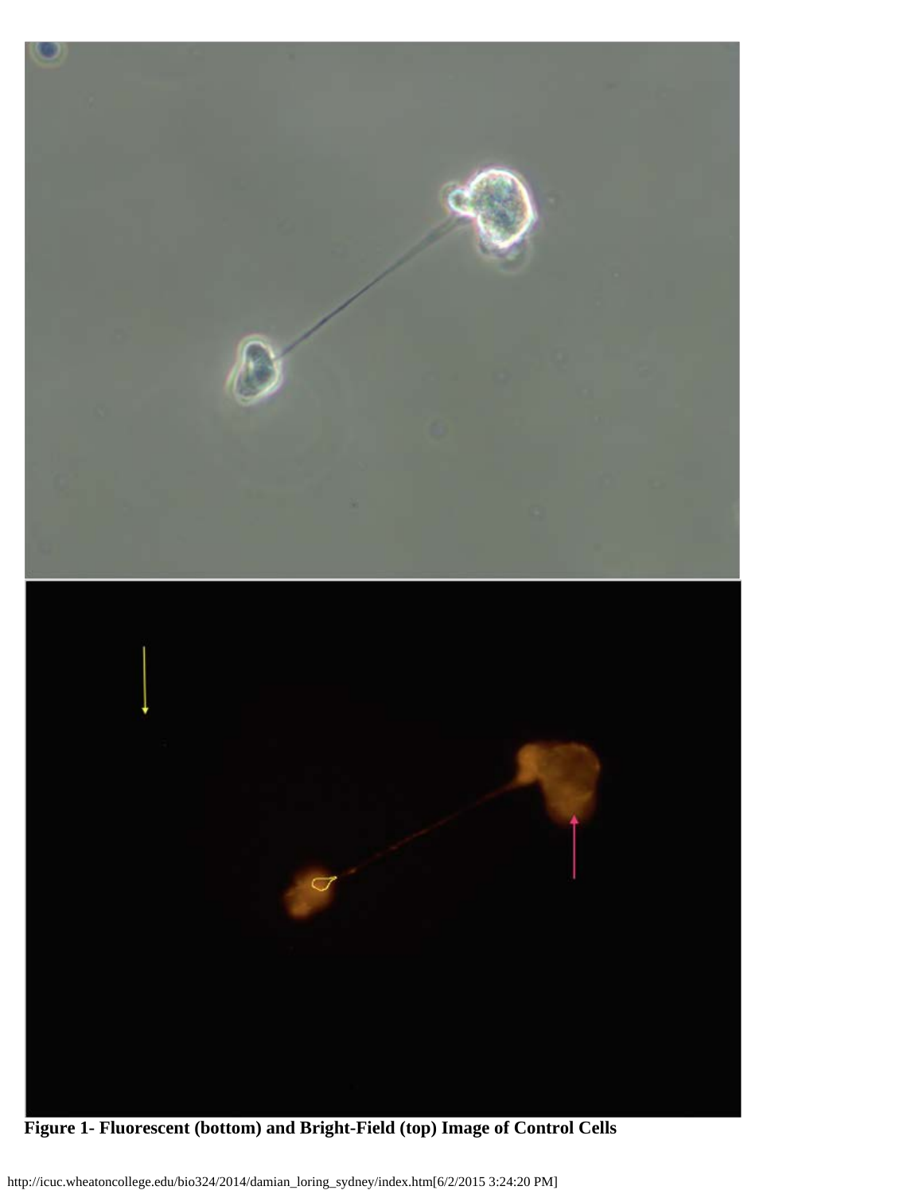**Figure 1- Fluorescent (bottom) and Bright-Field (top) Image of Control Cells**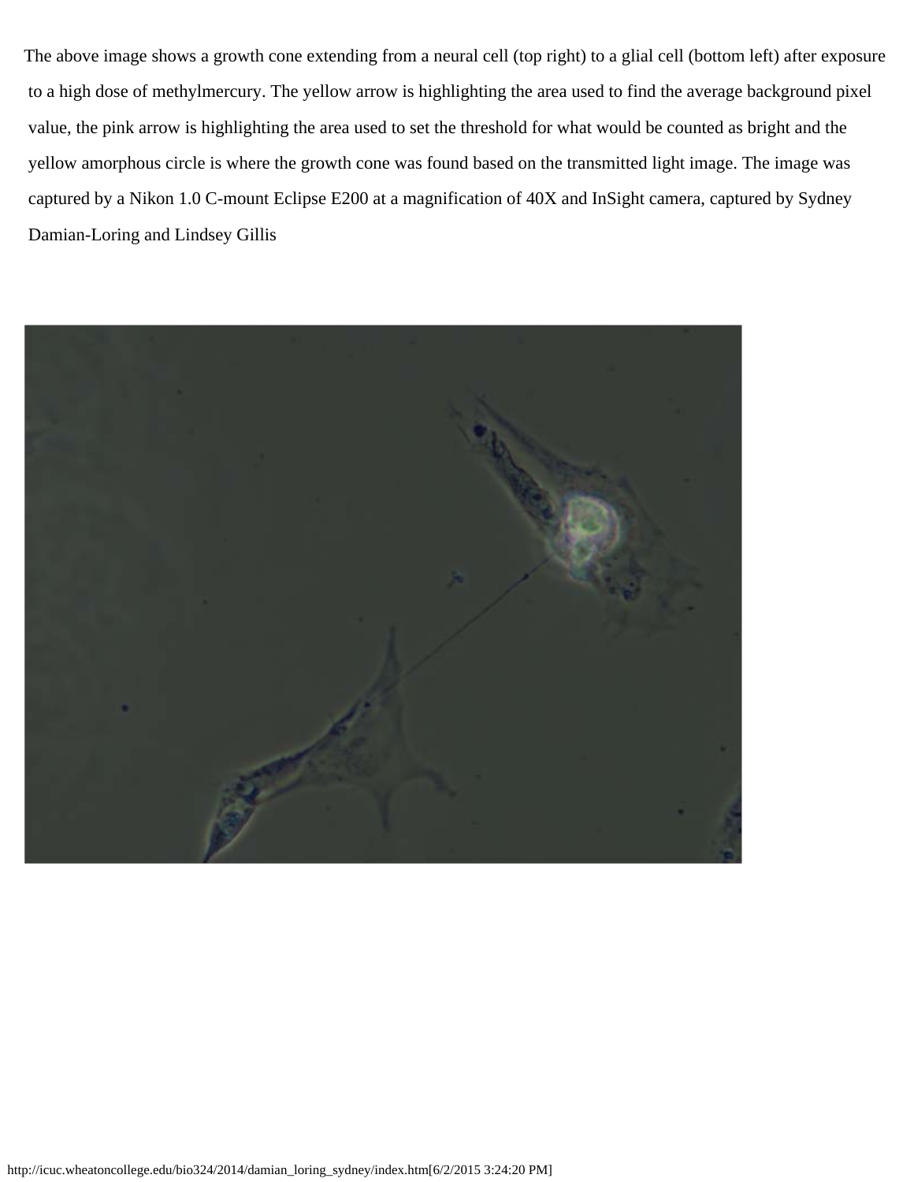The above image shows a growth cone extending from a neural cell (top right) to a glial cell (bottom left) after exposure to a high dose of methylmercury. The yellow arrow is highlighting the area used to find the average background pixel value, the pink arrow is highlighting the area used to set the threshold for what would be counted as bright and the yellow amorphous circle is where the growth cone was found based on the transmitted light image. The image was captured by a Nikon 1.0 C-mount Eclipse E200 at a magnification of 40X and InSight camera, captured by Sydney Damian-Loring and Lindsey Gillis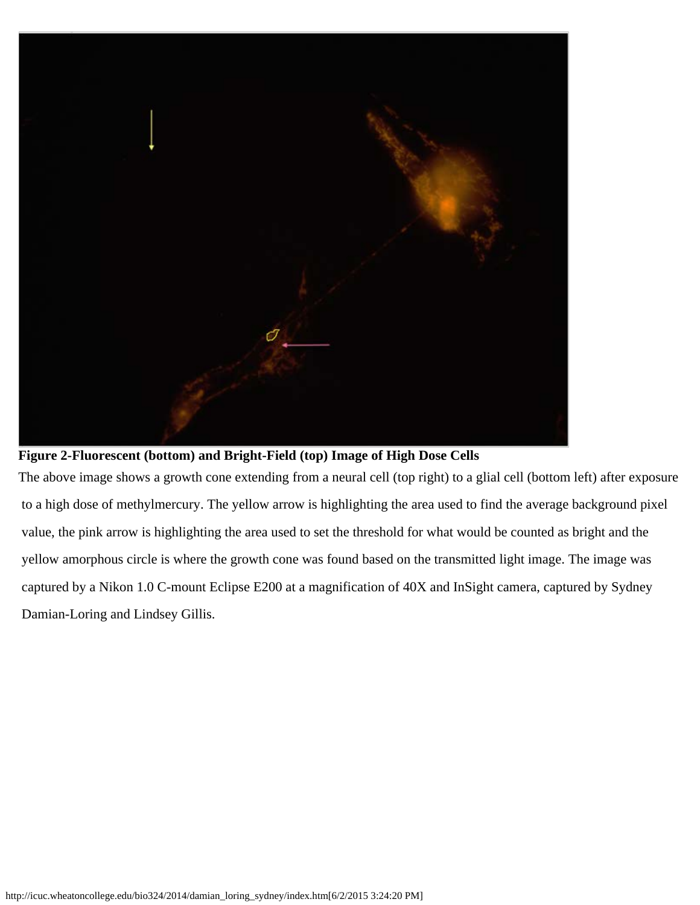**Figure 2-Fluorescent (bottom) and Bright-Field (top) Image of High Dose Cells**

The above image shows a growth cone extending from a neural cell (top right) to a glial cell (bottom left) after exposure to a high dose of methylmercury. The yellow arrow is highlighting the area used to find the average background pixel value, the pink arrow is highlighting the area used to set the threshold for what would be counted as bright and the yellow amorphous circle is where the growth cone was found based on the transmitted light image. The image was captured by a Nikon 1.0 C-mount Eclipse E200 at a magnification of 40X and InSight camera, captured by Sydney Damian-Loring and Lindsey Gillis.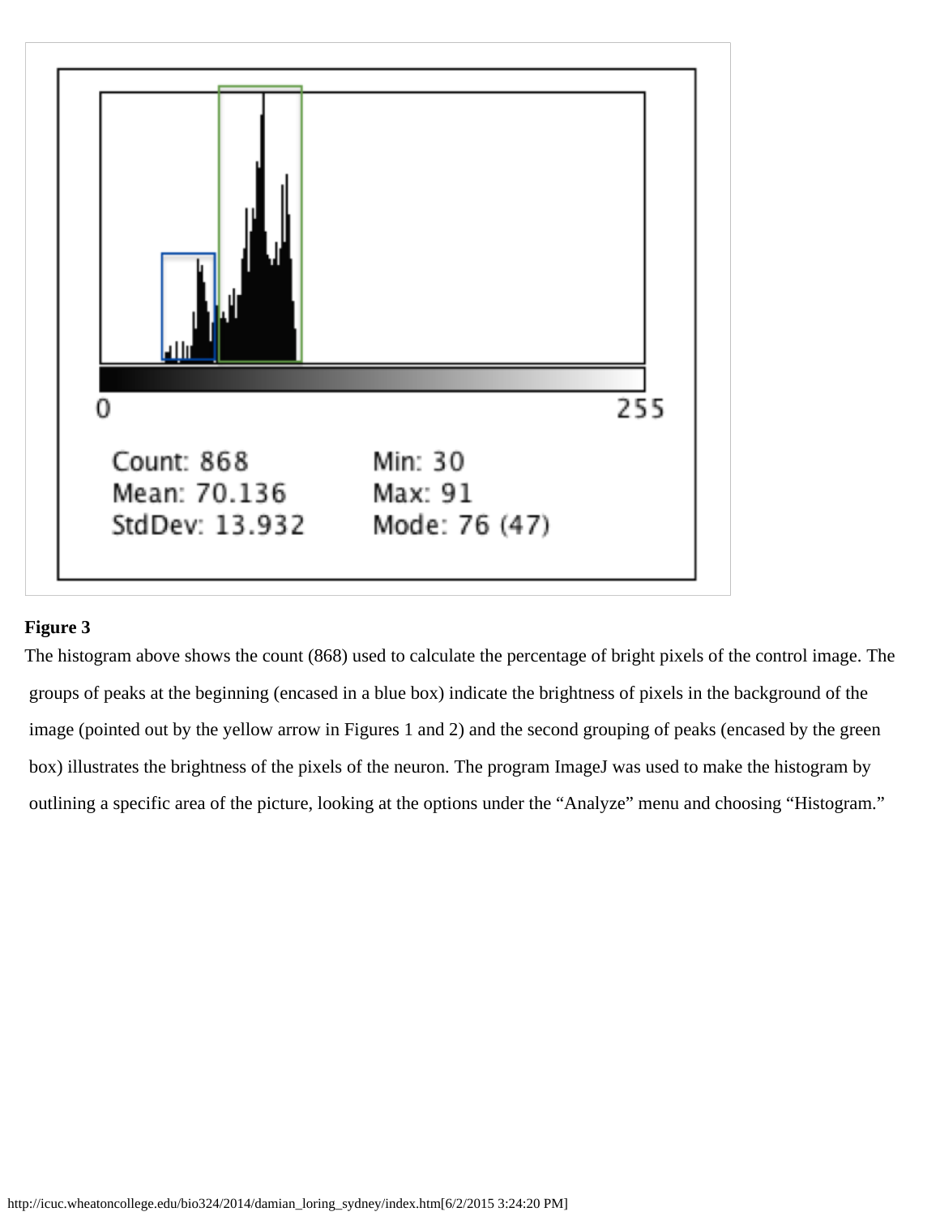Count: 868
Mean: 70.136
StdDev: 13.932
Min: 30
Max: 91
Mode: 76 (47)

**Figure 3**

The histogram above shows the count (868) used to calculate the percentage of bright pixels of the control image. The groups of peaks at the beginning (encased in a blue box) indicate the brightness of pixels in the background of the image (pointed out by the yellow arrow in Figures 1 and 2) and the second grouping of peaks (encased by the green box) illustrates the brightness of the pixels of the neuron. The program ImageJ was used to make the histogram by outlining a specific area of the picture, looking at the options under the "Analyze" menu and choosing "Histogram."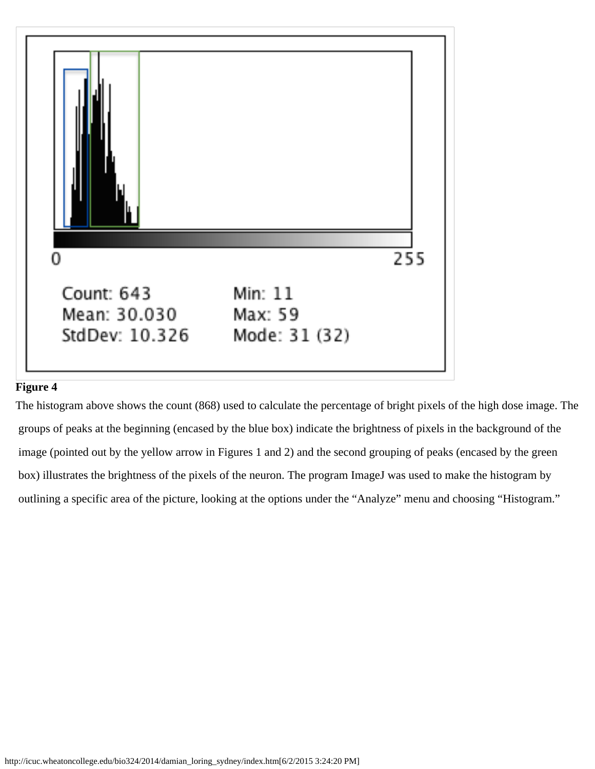0 255

Count: 643
Mean: 30.030
StdDev: 10.326

Min: 11
Max: 59
Mode: 31 (32)

**Figure 4**

The histogram above shows the count (868) used to calculate the percentage of bright pixels of the high dose image. The groups of peaks at the beginning (encased by the blue box) indicate the brightness of pixels in the background of the image (pointed out by the yellow arrow in Figures 1 and 2) and the second grouping of peaks (encased by the green box) illustrates the brightness of the pixels of the neuron. The program ImageJ was used to make the histogram by outlining a specific area of the picture, looking at the options under the "Analyze" menu and choosing "Histogram."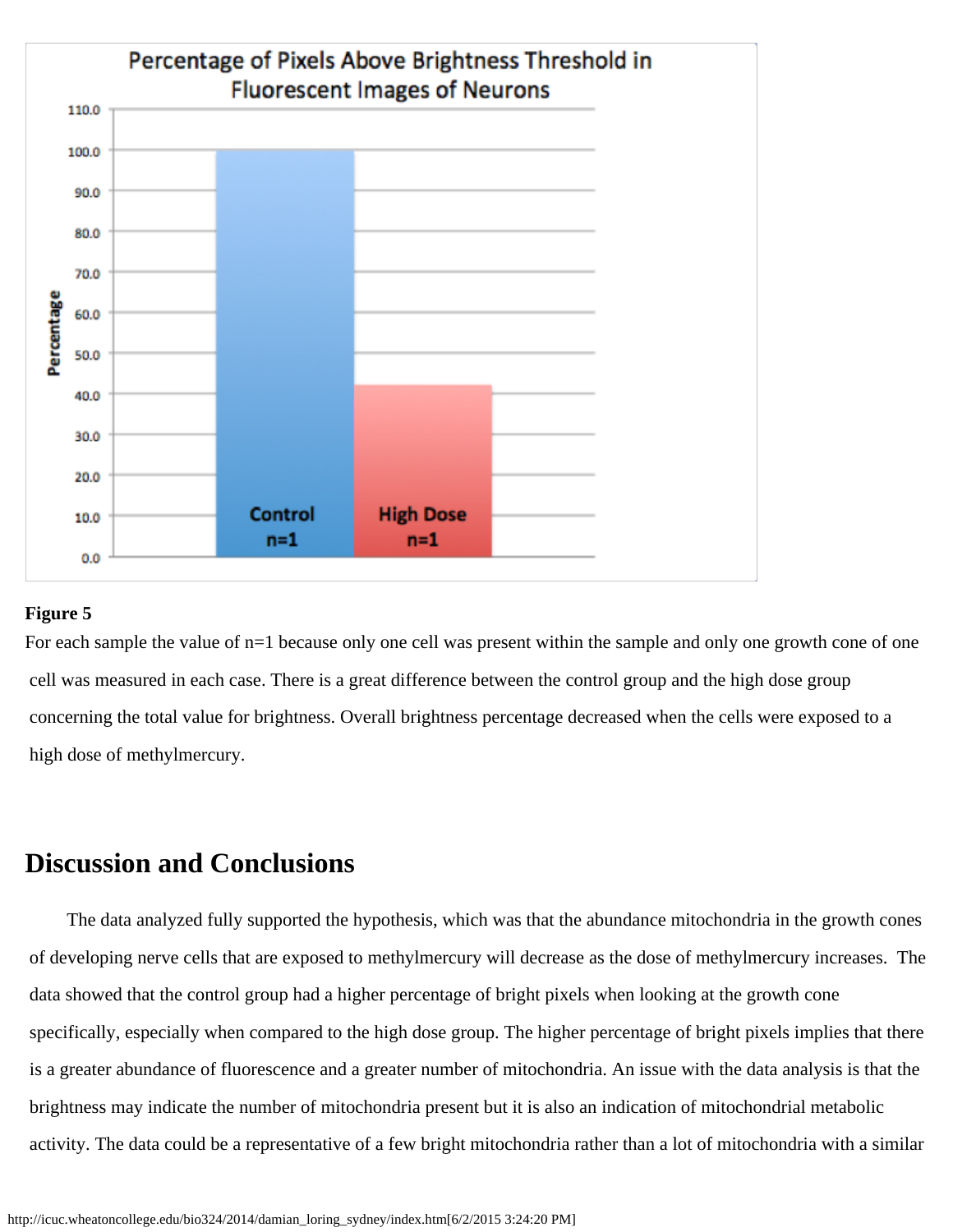Percentage of Pixels Above Brightness Threshold in Fluorescent Images of Neurons

**Figure 5**

For each sample the value of n=1 because only one cell was present within the sample and only one growth cone of one cell was measured in each case. There is a great difference between the control group and the high dose group concerning the total value for brightness. Overall brightness percentage decreased when the cells were exposed to a high dose of methylmercury.

## Discussion and Conclusions

The data analyzed fully supported the hypothesis, which was that the abundance mitochondria in the growth cones of developing nerve cells that are exposed to methylmercury will decrease as the dose of methylmercury increases. The data showed that the control group had a higher percentage of bright pixels when looking at the growth cone specifically, especially when compared to the high dose group. The higher percentage of bright pixels implies that there is a greater abundance of fluorescence and a greater number of mitochondria. An issue with the data analysis is that the brightness may indicate the number of mitochondria present but it is also an indication of mitochondrial metabolic activity. The data could be a representative of a few bright mitochondria rather than a lot of mitochondria with a similar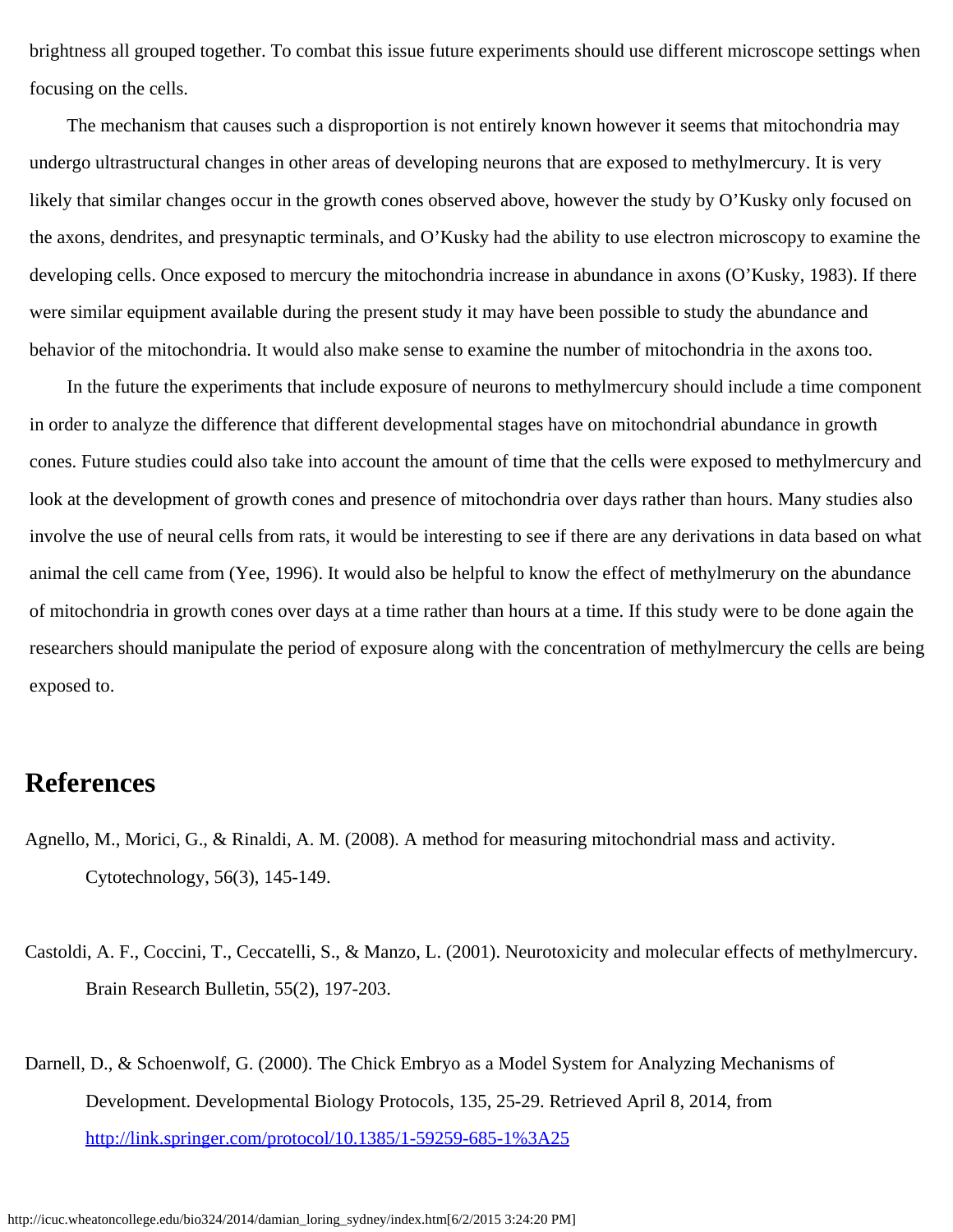brightness all grouped together. To combat this issue future experiments should use different microscope settings when focusing on the cells.

The mechanism that causes such a disproportion is not entirely known however it seems that mitochondria may undergo ultrastructural changes in other areas of developing neurons that are exposed to methylmercury. It is very likely that similar changes occur in the growth cones observed above, however the study by O'Kusky only focused on the axons, dendrites, and presynaptic terminals, and O'Kusky had the ability to use electron microscopy to examine the developing cells. Once exposed to mercury the mitochondria increase in abundance in axons (O'Kusky, 1983). If there were similar equipment available during the present study it may have been possible to study the abundance and behavior of the mitochondria. It would also make sense to examine the number of mitochondria in the axons too.

In the future the experiments that include exposure of neurons to methylmercury should include a time component in order to analyze the difference that different developmental stages have on mitochondrial abundance in growth cones. Future studies could also take into account the amount of time that the cells were exposed to methylmercury and look at the development of growth cones and presence of mitochondria over days rather than hours. Many studies also involve the use of neural cells from rats, it would be interesting to see if there are any derivations in data based on what animal the cell came from (Yee, 1996). It would also be helpful to know the effect of methylmerury on the abundance of mitochondria in growth cones over days at a time rather than hours at a time. If this study were to be done again the researchers should manipulate the period of exposure along with the concentration of methylmercury the cells are being exposed to.

## References

Agnello, M., Morici, G., & Rinaldi, A. M. (2008). A method for measuring mitochondrial mass and activity. Cytotechnology, 56(3), 145-149.

Castoldi, A. F., Coccini, T., Ceccatelli, S., & Manzo, L. (2001). Neurotoxicity and molecular effects of methylmercury. Brain Research Bulletin, 55(2), 197-203.

Darnell, D., & Schoenwolf, G. (2000). The Chick Embryo as a Model System for Analyzing Mechanisms of Development. Developmental Biology Protocols, 135, 25-29. Retrieved April 8, 2014, from http://link.springer.com/protocol/10.1385/1-59259-685-1%3A25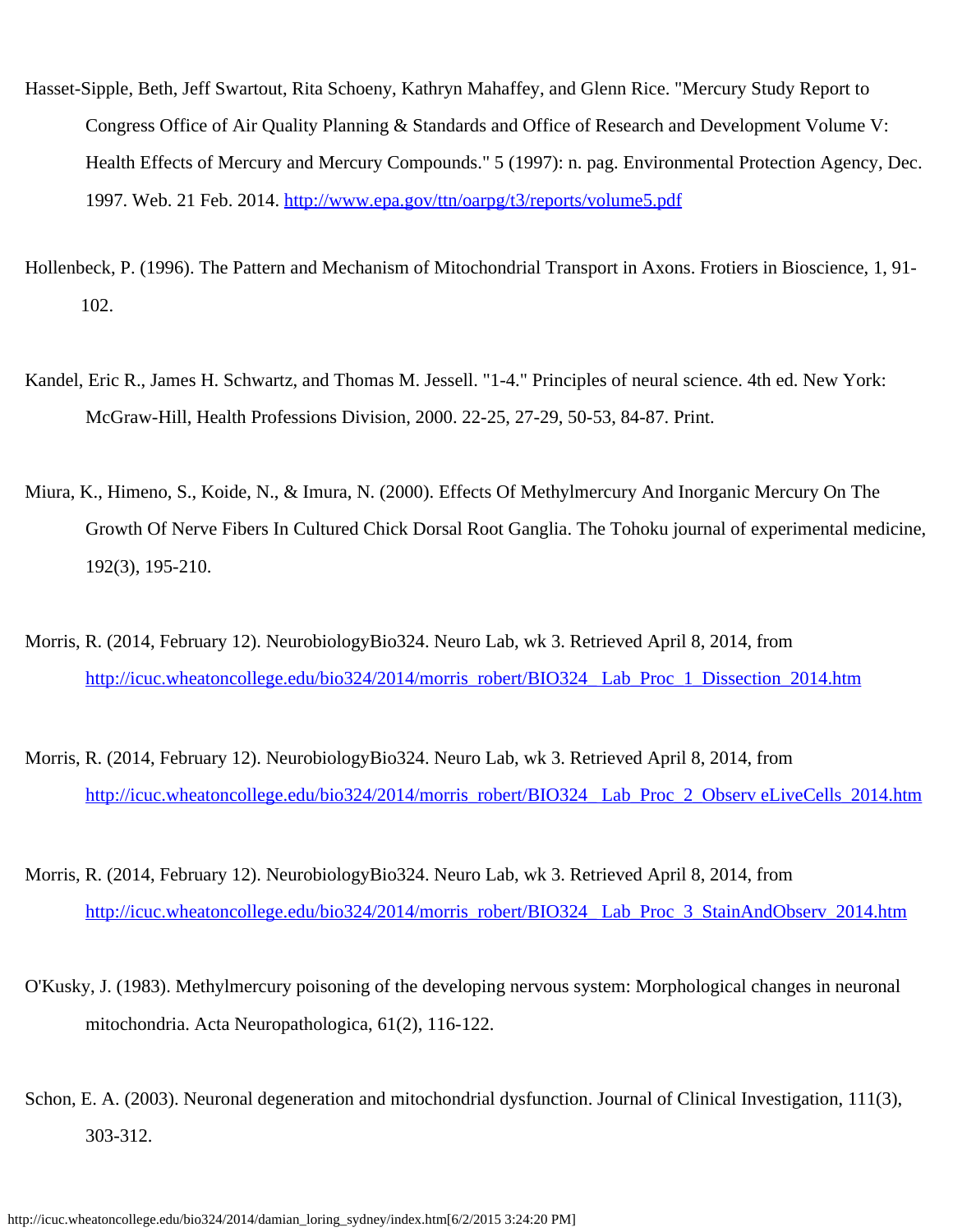Hasset-Sipple, Beth, Jeff Swartout, Rita Schoeny, Kathryn Mahaffey, and Glenn Rice. "Mercury Study Report to Congress Office of Air Quality Planning & Standards and Office of Research and Development Volume V: Health Effects of Mercury and Mercury Compounds." 5 (1997): n. pag. Environmental Protection Agency, Dec. 1997. Web. 21 Feb. 2014. http://www.epa.gov/ttn/oarpg/t3/reports/volume5.pdf

Hollenbeck, P. (1996). The Pattern and Mechanism of Mitochondrial Transport in Axons. Frotiers in Bioscience, 1, 91-102.

Kandel, Eric R., James H. Schwartz, and Thomas M. Jessell. "1-4." Principles of neural science. 4th ed. New York: McGraw-Hill, Health Professions Division, 2000. 22-25, 27-29, 50-53, 84-87. Print.

Miura, K., Himeno, S., Koide, N., & Imura, N. (2000). Effects Of Methylmercury And Inorganic Mercury On The Growth Of Nerve Fibers In Cultured Chick Dorsal Root Ganglia. The Tohoku journal of experimental medicine, 192(3), 195-210.

Morris, R. (2014, February 12). NeurobiologyBio324. Neuro Lab, wk 3. Retrieved April 8, 2014, from http://icuc.wheatoncollege.edu/bio324/2014/morris_robert/BIO324__Lab_Proc_1_Dissection_2014.htm

Morris, R. (2014, February 12). NeurobiologyBio324. Neuro Lab, wk 3. Retrieved April 8, 2014, from http://icuc.wheatoncollege.edu/bio324/2014/morris_robert/BIO324__Lab_Proc_2_ObserveLiveCells_2014.htm

Morris, R. (2014, February 12). NeurobiologyBio324. Neuro Lab, wk 3. Retrieved April 8, 2014, from http://icuc.wheatoncollege.edu/bio324/2014/morris_robert/BIO324__Lab_Proc_3_StainAndObserv_2014.htm

O'Kusky, J. (1983). Methylmercury poisoning of the developing nervous system: Morphological changes in neuronal mitochondria. Acta Neuropathologica, 61(2), 116-122.

Schon, E. A. (2003). Neuronal degeneration and mitochondrial dysfunction. Journal of Clinical Investigation, 111(3), 303-312.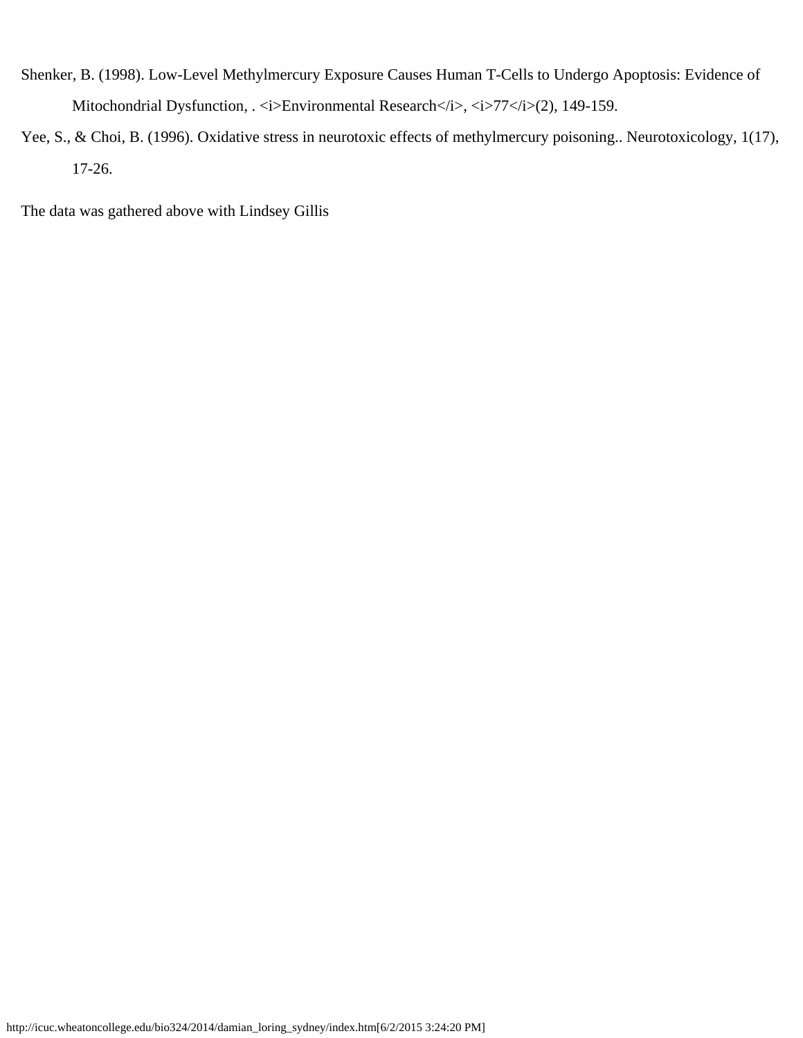Shenker, B. (1998). Low-Level Methylmercury Exposure Causes Human T-Cells to Undergo Apoptosis: Evidence of Mitochondrial Dysfunction, . <i>Environmental Research</i>, <i>77</i>(2), 149-159.

Yee, S., & Choi, B. (1996). Oxidative stress in neurotoxic effects of methylmercury poisoning.. Neurotoxicology, 1(17), 17-26.

The data was gathered above with Lindsey Gillis